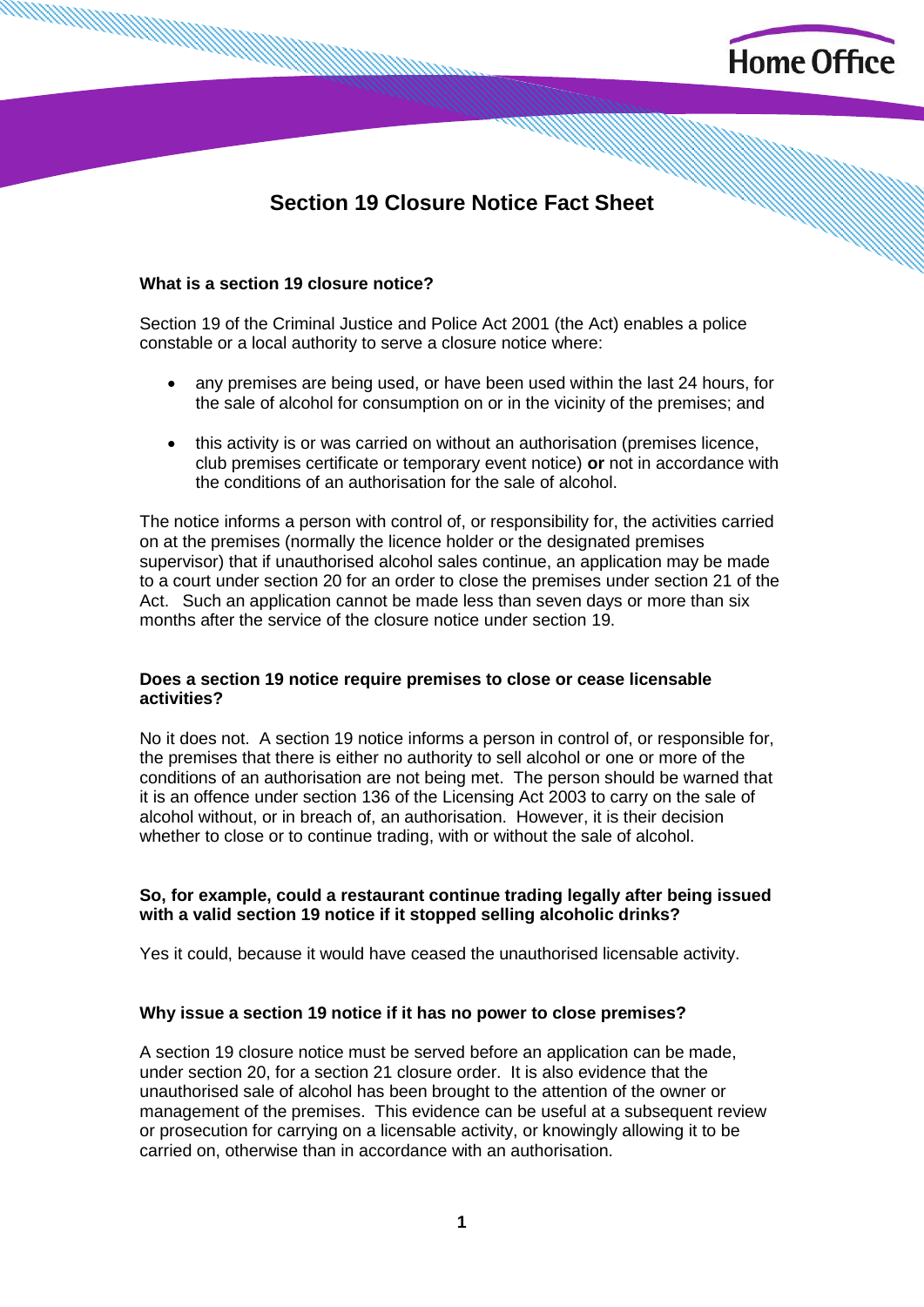# Section 19 Closure Notice Fact Sheet

### What is a section 19 closure notice?

Section 19 of the Criminal Justice and Police Act 2001 (the Act) enables a police constable or a local authority to serve a closure notice where:

- any premises are being used, or have been used within the last 24 hours, for the sale of alcohol for consumption on or in the vicinity of the premises; and
- this activity is or was carried on without an authorisation (premises licence, club premises certificate or temporary event notice) **or** not in accordance with the conditions of an authorisation for the sale of alcohol.

The notice informs a person with control of, or responsibility for, the activities carried on at the premises (normally the licence holder or the designated premises supervisor) that if unauthorised alcohol sales continue, an application may be made to a court under section 20 for an order to close the premises under section 21 of the Act. Such an application cannot be made less than seven days or more than six months after the service of the closure notice under section 19.

### Does a section 19 notice require premises to close or cease licensable activities?

No it does not. A section 19 notice informs a person in control of, or responsible for, the premises that there is either no authority to sell alcohol or one or more of the conditions of an authorisation are not being met. The person should be warned that it is an offence under section 136 of the Licensing Act 2003 to carry on the sale of alcohol without, or in breach of, an authorisation. However, it is their decision whether to close or to continue trading, with or without the sale of alcohol.

### So, for example, could a restaurant continue trading legally after being issued with a valid section 19 notice if it stopped selling alcoholic drinks?

Yes it could, because it would have ceased the unauthorised licensable activity.

### Why issue a section 19 notice if it has no power to close premises?

A section 19 closure notice must be served before an application can be made, under section 20, for a section 21 closure order. It is also evidence that the unauthorised sale of alcohol has been brought to the attention of the owner or management of the premises. This evidence can be useful at a subsequent review or prosecution for carrying on a licensable activity, or knowingly allowing it to be carried on, otherwise than in accordance with an authorisation.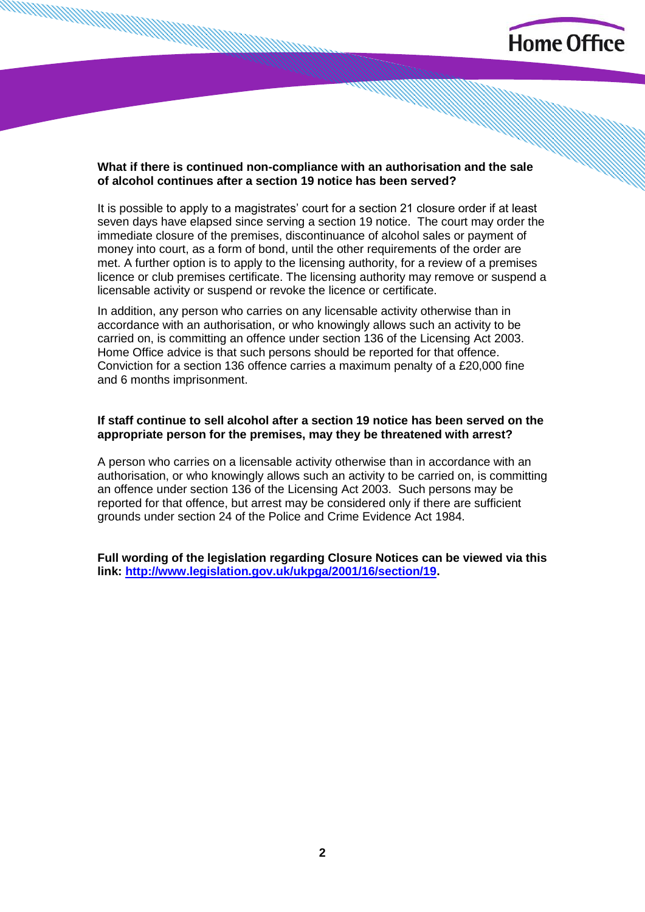**What if there is continued non-compliance with an authorisation and the sale of alcohol continues after a section 19 notice has been served?**

It is possible to apply to a magistrates' court for a section 21 closure order if at least seven days have elapsed since serving a section 19 notice. The court may order the immediate closure of the premises, discontinuance of alcohol sales or payment of money into court, as a form of bond, until the other requirements of the order are met. A further option is to apply to the licensing authority, for a review of a premises licence or club premises certificate. The licensing authority may remove or suspend a licensable activity or suspend or revoke the licence or certificate.

In addition, any person who carries on any licensable activity otherwise than in accordance with an authorisation, or who knowingly allows such an activity to be carried on, is committing an offence under section 136 of the Licensing Act 2003. Home Office advice is that such persons should be reported for that offence. Conviction for a section 136 offence carries a maximum penalty of a £20,000 fine and 6 months imprisonment.

**If staff continue to sell alcohol after a section 19 notice has been served on the appropriate person for the premises, may they be threatened with arrest?**

A person who carries on a licensable activity otherwise than in accordance with an authorisation, or who knowingly allows such an activity to be carried on, is committing an offence under section 136 of the Licensing Act 2003. Such persons may be reported for that offence, but arrest may be considered only if there are sufficient grounds under section 24 of the Police and Crime Evidence Act 1984.

**Full wording of the legislation regarding Closure Notices can be viewed via this link: [http://www.legislation.gov.uk/ukpga/2001/16/section/19](http://www.legislation.gov.uk/ukpga/2001/16/section/19).**